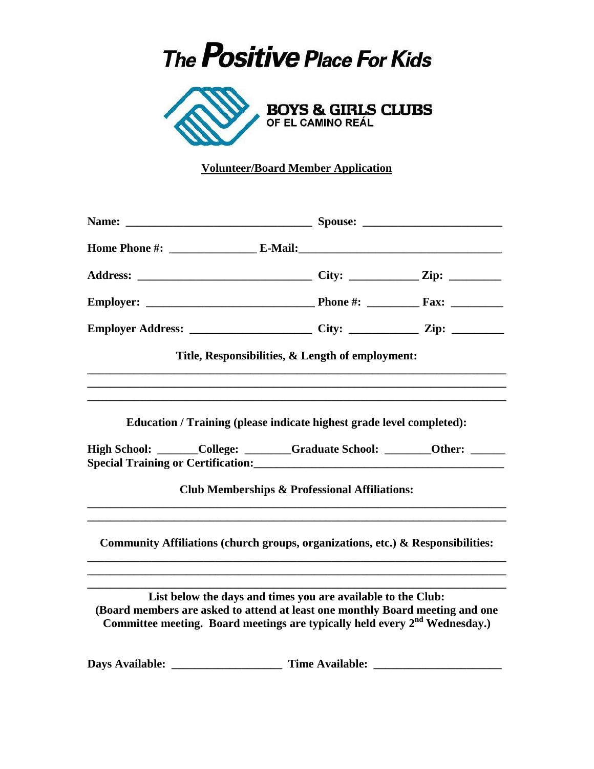# The Positive Place For Kids

**BOYS & GIRLS CLUBS**
**OF EL CAMINO REÁL**

**Volunteer/Board Member Application**

**Name:** _______________________________ **Spouse:** _______________________

**Home Phone #:** ______________ **E-Mail:**__________________________________

**Address:** _____________________________ **City:** ___________ **Zip:** ________

**Employer:** ____________________________ **Phone #:** ________ **Fax:** ________

**Employer Address:** ____________________ **City:** ___________ **Zip:** ________

**Title, Responsibilities, & Length of employment:**

_______________________________________________________________________

_______________________________________________________________________

_______________________________________________________________________

**Education / Training (please indicate highest grade level completed):**

**High School:** _______ **College:** ________ **Graduate School:** ________ **Other:** ______
**Special Training or Certification:**__________________________________________

**Club Memberships & Professional Affiliations:**

_______________________________________________________________________

_______________________________________________________________________

**Community Affiliations (church groups, organizations, etc.) & Responsibilities:**

_______________________________________________________________________

_______________________________________________________________________

_______________________________________________________________________

**List below the days and times you are available to the Club:**
**(Board members are asked to attend at least one monthly Board meeting and one Committee meeting. Board meetings are typically held every 2nd Wednesday.)**

**Days Available:** __________________ **Time Available:** _____________________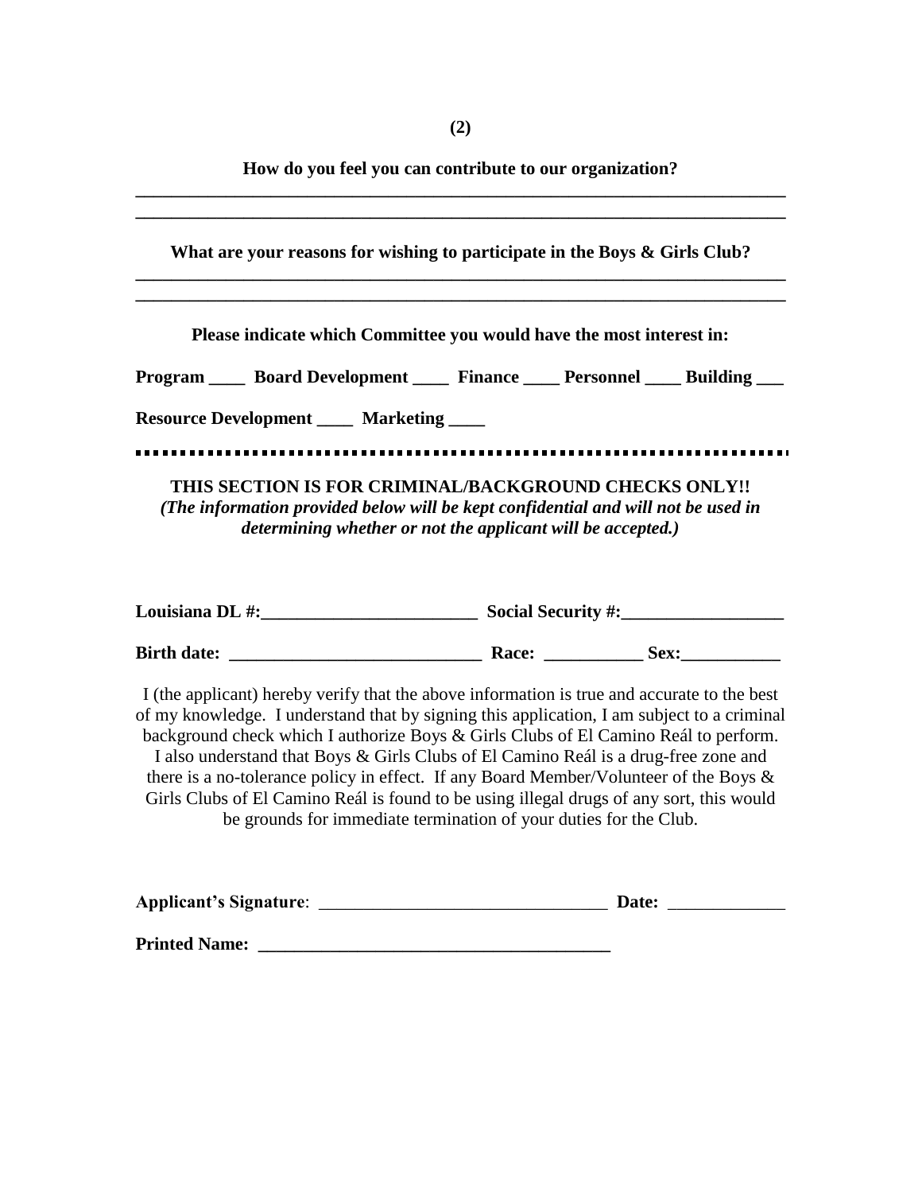**How do you feel you can contribute to our organization?**

\_\_\_\_\_\_\_\_\_\_\_\_\_\_\_\_\_\_\_\_\_\_\_\_\_\_\_\_\_\_\_\_\_\_\_\_\_\_\_\_\_\_\_\_\_\_\_\_\_\_\_\_\_\_\_\_\_\_\_\_\_\_\_\_\_\_\_\_\_\_\_\_

\_\_\_\_\_\_\_\_\_\_\_\_\_\_\_\_\_\_\_\_\_\_\_\_\_\_\_\_\_\_\_\_\_\_\_\_\_\_\_\_\_\_\_\_\_\_\_\_\_\_\_\_\_\_\_\_\_\_\_\_\_\_\_\_\_\_\_\_\_\_\_\_

**What are your reasons for wishing to participate in the Boys & Girls Club?**

\_\_\_\_\_\_\_\_\_\_\_\_\_\_\_\_\_\_\_\_\_\_\_\_\_\_\_\_\_\_\_\_\_\_\_\_\_\_\_\_\_\_\_\_\_\_\_\_\_\_\_\_\_\_\_\_\_\_\_\_\_\_\_\_\_\_\_\_\_\_\_\_

\_\_\_\_\_\_\_\_\_\_\_\_\_\_\_\_\_\_\_\_\_\_\_\_\_\_\_\_\_\_\_\_\_\_\_\_\_\_\_\_\_\_\_\_\_\_\_\_\_\_\_\_\_\_\_\_\_\_\_\_\_\_\_\_\_\_\_\_\_\_\_\_

**Please indicate which Committee you would have the most interest in:**

**Program \_\_\_\_ Board Development \_\_\_\_ Finance \_\_\_\_ Personnel \_\_\_\_ Building \_\_\_**

**Resource Development \_\_\_\_ Marketing \_\_\_\_**

---

**THIS SECTION IS FOR CRIMINAL/BACKGROUND CHECKS ONLY!!**

***(The information provided below will be kept confidential and will not be used in determining whether or not the applicant will be accepted.)***

**Louisiana DL #:\_\_\_\_\_\_\_\_\_\_\_\_\_\_\_\_\_\_\_\_\_\_\_\_ Social Security #:\_\_\_\_\_\_\_\_\_\_\_\_\_\_\_\_\_\_**

**Birth date: \_\_\_\_\_\_\_\_\_\_\_\_\_\_\_\_\_\_\_\_\_\_\_\_\_\_\_\_ Race: \_\_\_\_\_\_\_\_\_\_\_ Sex:\_\_\_\_\_\_\_\_\_\_\_**

I (the applicant) hereby verify that the above information is true and accurate to the best of my knowledge. I understand that by signing this application, I am subject to a criminal background check which I authorize Boys & Girls Clubs of El Camino Reál to perform. I also understand that Boys & Girls Clubs of El Camino Reál is a drug-free zone and there is a no-tolerance policy in effect. If any Board Member/Volunteer of the Boys & Girls Clubs of El Camino Reál is found to be using illegal drugs of any sort, this would be grounds for immediate termination of your duties for the Club.

**Applicant's Signature**: \_\_\_\_\_\_\_\_\_\_\_\_\_\_\_\_\_\_\_\_\_\_\_\_\_\_\_\_\_\_\_\_ **Date:** \_\_\_\_\_\_\_\_\_\_\_\_\_

**Printed Name: \_\_\_\_\_\_\_\_\_\_\_\_\_\_\_\_\_\_\_\_\_\_\_\_\_\_\_\_\_\_\_\_\_\_\_\_\_\_\_\_**